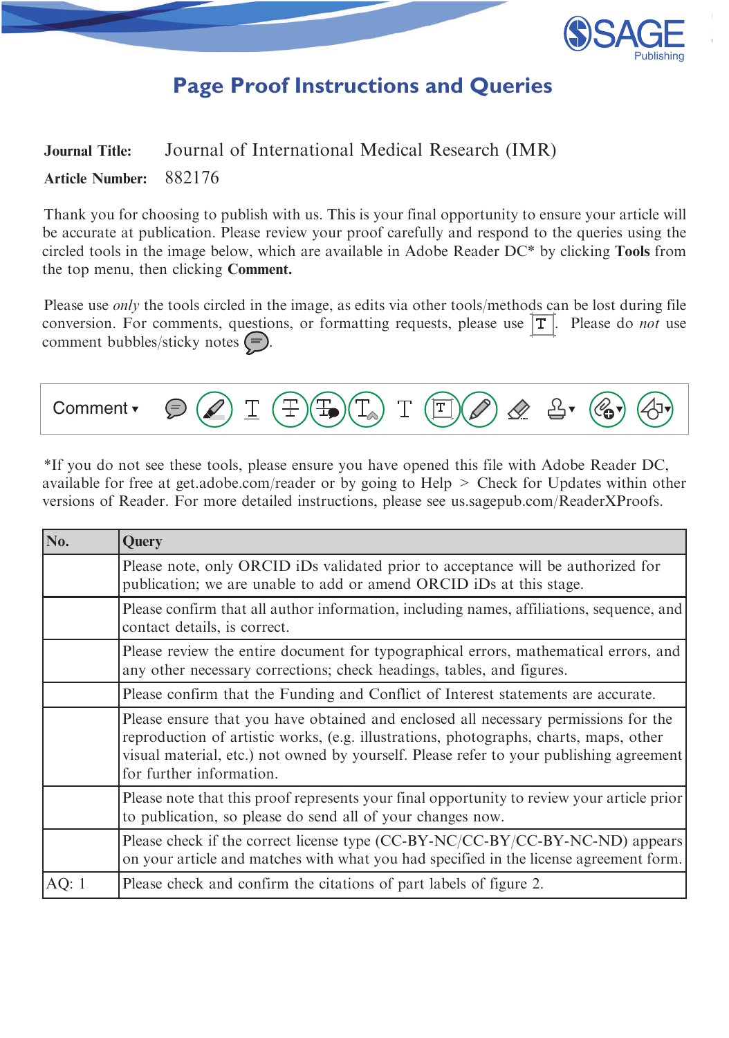# Page Proof Instructions and Queries

**Journal Title:** Journal of International Medical Research (IMR)

**Article Number:** 882176

Thank you for choosing to publish with us. This is your final opportunity to ensure your article will be accurate at publication. Please review your proof carefully and respond to the queries using the circled tools in the image below, which are available in Adobe Reader DC* by clicking **Tools** from the top menu, then clicking **Comment.**

Please use *only* the tools circled in the image, as edits via other tools/methods can be lost during file conversion. For comments, questions, or formatting requests, please use T. Please do *not* use comment bubbles/sticky notes.

Comment ▾

*If you do not see these tools, please ensure you have opened this file with Adobe Reader DC, available for free at get.adobe.com/reader or by going to Help > Check for Updates within other versions of Reader. For more detailed instructions, please see us.sagepub.com/ReaderXProofs.

| No. | Query |
|---|---|
| | Please note, only ORCID iDs validated prior to acceptance will be authorized for publication; we are unable to add or amend ORCID iDs at this stage. |
| | Please confirm that all author information, including names, affiliations, sequence, and contact details, is correct. |
| | Please review the entire document for typographical errors, mathematical errors, and any other necessary corrections; check headings, tables, and figures. |
| | Please confirm that the Funding and Conflict of Interest statements are accurate. |
| | Please ensure that you have obtained and enclosed all necessary permissions for the reproduction of artistic works, (e.g. illustrations, photographs, charts, maps, other visual material, etc.) not owned by yourself. Please refer to your publishing agreement for further information. |
| | Please note that this proof represents your final opportunity to review your article prior to publication, so please do send all of your changes now. |
| | Please check if the correct license type (CC-BY-NC/CC-BY/CC-BY-NC-ND) appears on your article and matches with what you had specified in the license agreement form. |
| AQ: 1 | Please check and confirm the citations of part labels of figure 2. |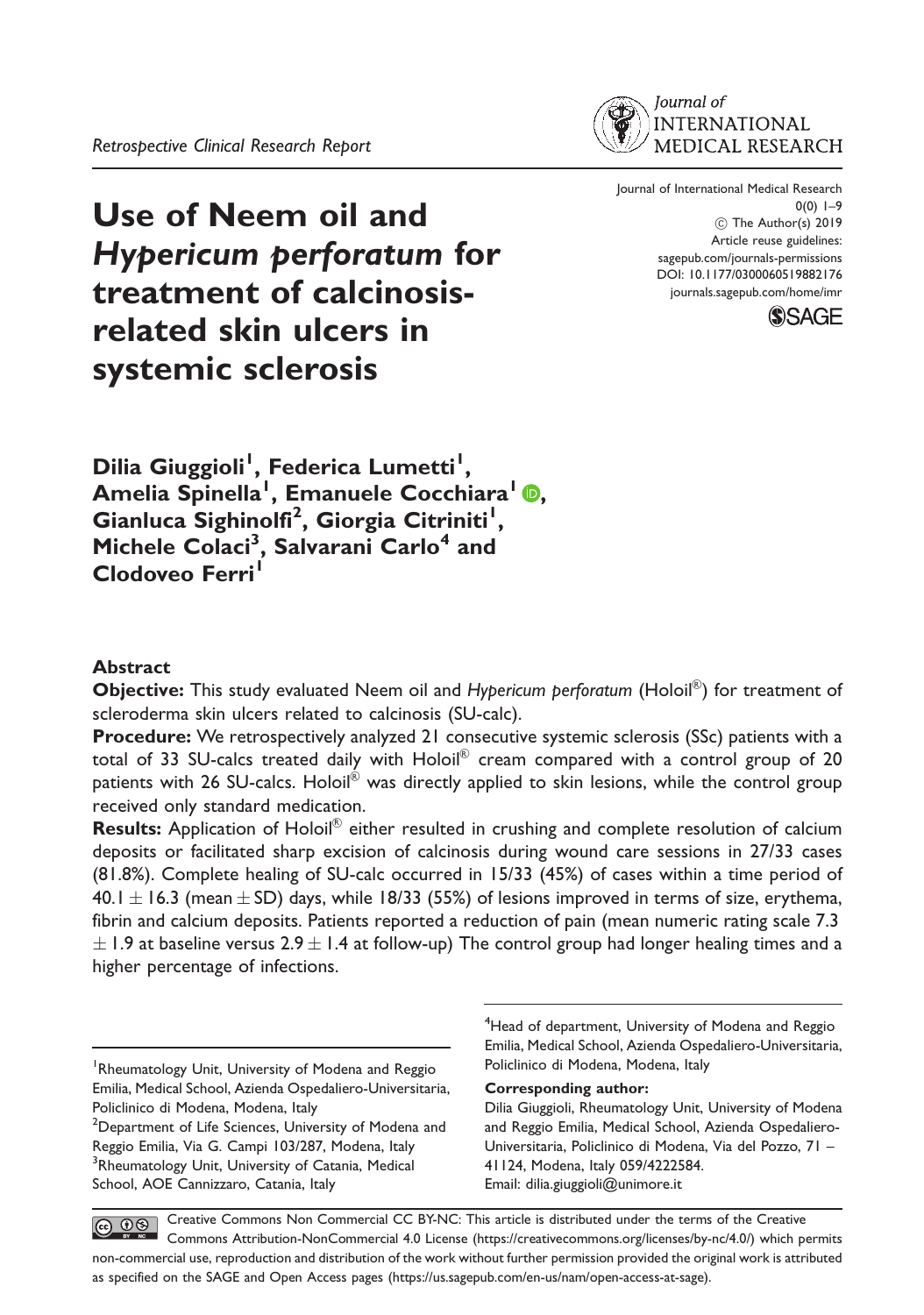Retrospective Clinical Research Report

# Use of Neem oil and *Hypericum perforatum* for treatment of calcinosis-related skin ulcers in systemic sclerosis

Journal of International Medical Research
0(0) 1–9
© The Author(s) 2019
Article reuse guidelines: sagepub.com/journals-permissions
DOI: 10.1177/0300060519882176
journals.sagepub.com/home/imr

**Dilia Giuggioli[1], Federica Lumetti[1], Amelia Spinella[1], Emanuele Cocchiara[1], Gianluca Sighinolfi[2], Giorgia Citriniti[1], Michele Colaci[3], Salvarani Carlo[4] and Clodoveo Ferri[1]**

## Abstract

**Objective:** This study evaluated Neem oil and *Hypericum perforatum* (Holoil®) for treatment of scleroderma skin ulcers related to calcinosis (SU-calc).

**Procedure:** We retrospectively analyzed 21 consecutive systemic sclerosis (SSc) patients with a total of 33 SU-calcs treated daily with Holoil® cream compared with a control group of 20 patients with 26 SU-calcs. Holoil® was directly applied to skin lesions, while the control group received only standard medication.

**Results:** Application of Holoil® either resulted in crushing and complete resolution of calcium deposits or facilitated sharp excision of calcinosis during wound care sessions in 27/33 cases (81.8%). Complete healing of SU-calc occurred in 15/33 (45%) of cases within a time period of $40.1 \pm 16.3$ (mean $\pm$ SD) days, while 18/33 (55%) of lesions improved in terms of size, erythema, fibrin and calcium deposits. Patients reported a reduction of pain (mean numeric rating scale 7.3 $\pm$ 1.9 at baseline versus 2.9 $\pm$ 1.4 at follow-up) The control group had longer healing times and a higher percentage of infections.

[1]Rheumatology Unit, University of Modena and Reggio Emilia, Medical School, Azienda Ospedaliero-Universitaria, Policlinico di Modena, Modena, Italy
[2]Department of Life Sciences, University of Modena and Reggio Emilia, Via G. Campi 103/287, Modena, Italy
[3]Rheumatology Unit, University of Catania, Medical School, AOE Cannizzaro, Catania, Italy
[4]Head of department, University of Modena and Reggio Emilia, Medical School, Azienda Ospedaliero-Universitaria, Policlinico di Modena, Modena, Italy

**Corresponding author:**
Dilia Giuggioli, Rheumatology Unit, University of Modena and Reggio Emilia, Medical School, Azienda Ospedaliero-Universitaria, Policlinico di Modena, Via del Pozzo, 71 – 41124, Modena, Italy 059/4222584.
Email: dilia.giuggioli@unimore.it

Creative Commons Non Commercial CC BY-NC: This article is distributed under the terms of the Creative Commons Attribution-NonCommercial 4.0 License (https://creativecommons.org/licenses/by-nc/4.0/) which permits non-commercial use, reproduction and distribution of the work without further permission provided the original work is attributed as specified on the SAGE and Open Access pages (https://us.sagepub.com/en-us/nam/open-access-at-sage).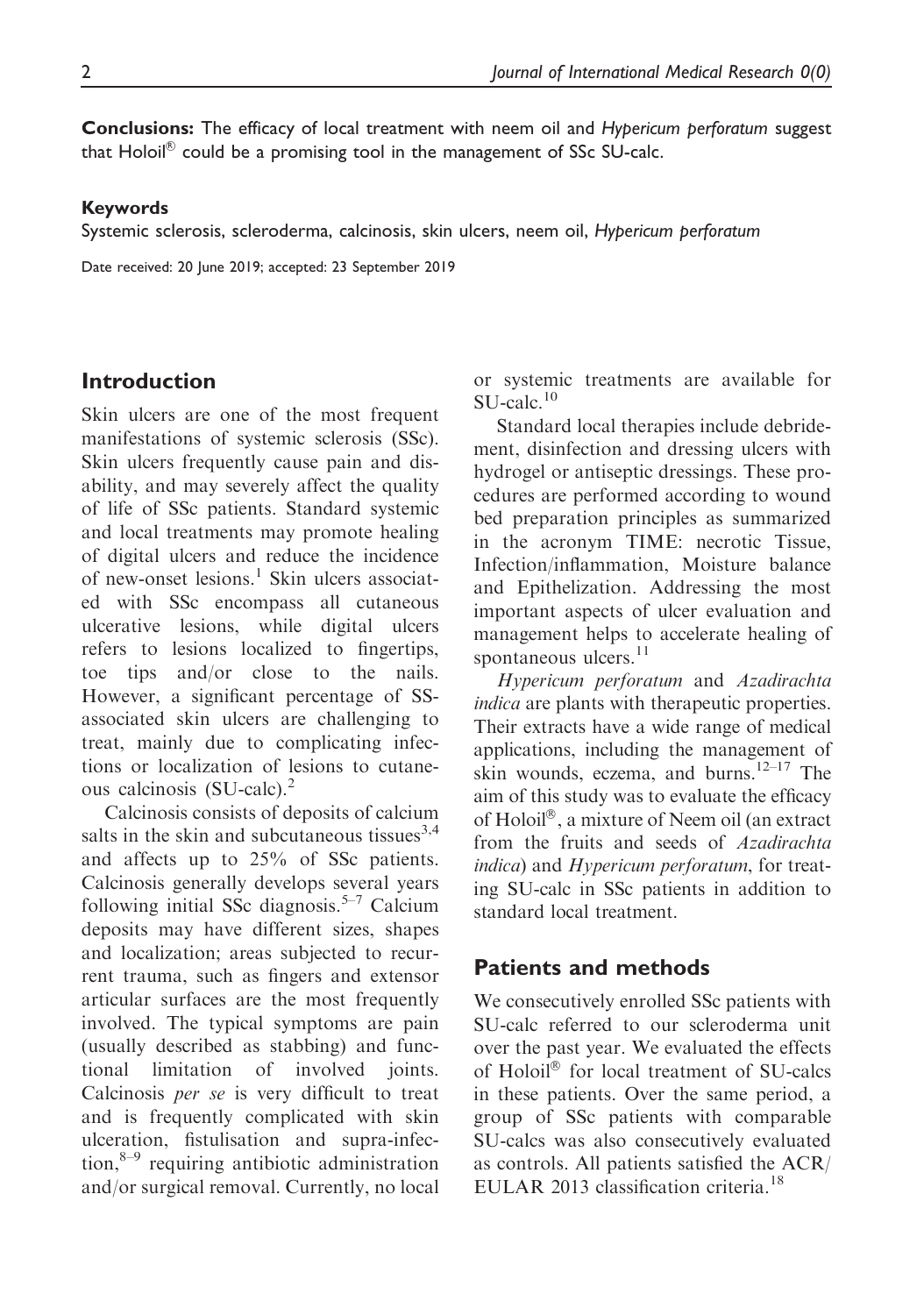**Conclusions:** The efficacy of local treatment with neem oil and *Hypericum perforatum* suggest that Holoil® could be a promising tool in the management of SSc SU-calc.

#### Keywords

Systemic sclerosis, scleroderma, calcinosis, skin ulcers, neem oil, *Hypericum perforatum*

Date received: 20 June 2019; accepted: 23 September 2019

## Introduction

Skin ulcers are one of the most frequent manifestations of systemic sclerosis (SSc). Skin ulcers frequently cause pain and disability, and may severely affect the quality of life of SSc patients. Standard systemic and local treatments may promote healing of digital ulcers and reduce the incidence of new-onset lesions.[1] Skin ulcers associated with SSc encompass all cutaneous ulcerative lesions, while digital ulcers refers to lesions localized to fingertips, toe tips and/or close to the nails. However, a significant percentage of SS-associated skin ulcers are challenging to treat, mainly due to complicating infections or localization of lesions to cutaneous calcinosis (SU-calc).[2]

Calcinosis consists of deposits of calcium salts in the skin and subcutaneous tissues[3,4] and affects up to 25% of SSc patients. Calcinosis generally develops several years following initial SSc diagnosis.[5–7] Calcium deposits may have different sizes, shapes and localization; areas subjected to recurrent trauma, such as fingers and extensor articular surfaces are the most frequently involved. The typical symptoms are pain (usually described as stabbing) and functional limitation of involved joints. Calcinosis *per se* is very difficult to treat and is frequently complicated with skin ulceration, fistulisation and supra-infection,[8–9] requiring antibiotic administration and/or surgical removal. Currently, no local or systemic treatments are available for SU-calc.[10]

Standard local therapies include debridement, disinfection and dressing ulcers with hydrogel or antiseptic dressings. These procedures are performed according to wound bed preparation principles as summarized in the acronym TIME: necrotic Tissue, Infection/inflammation, Moisture balance and Epithelization. Addressing the most important aspects of ulcer evaluation and management helps to accelerate healing of spontaneous ulcers.[11]

*Hypericum perforatum* and *Azadirachta indica* are plants with therapeutic properties. Their extracts have a wide range of medical applications, including the management of skin wounds, eczema, and burns.[12–17] The aim of this study was to evaluate the efficacy of Holoil®, a mixture of Neem oil (an extract from the fruits and seeds of *Azadirachta indica*) and *Hypericum perforatum*, for treating SU-calc in SSc patients in addition to standard local treatment.

## Patients and methods

We consecutively enrolled SSc patients with SU-calc referred to our scleroderma unit over the past year. We evaluated the effects of Holoil® for local treatment of SU-calcs in these patients. Over the same period, a group of SSc patients with comparable SU-calcs was also consecutively evaluated as controls. All patients satisfied the ACR/EULAR 2013 classification criteria.[18]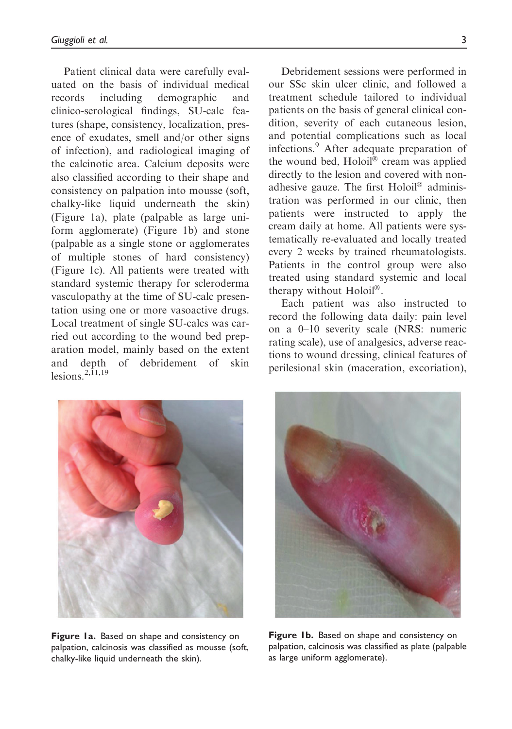Patient clinical data were carefully evaluated on the basis of individual medical records including demographic and clinico-serological findings, SU-calc features (shape, consistency, localization, presence of exudates, smell and/or other signs of infection), and radiological imaging of the calcinotic area. Calcium deposits were also classified according to their shape and consistency on palpation into mousse (soft, chalky-like liquid underneath the skin) (Figure 1a), plate (palpable as large uniform agglomerate) (Figure 1b) and stone (palpable as a single stone or agglomerates of multiple stones of hard consistency) (Figure 1c). All patients were treated with standard systemic therapy for scleroderma vasculopathy at the time of SU-calc presentation using one or more vasoactive drugs. Local treatment of single SU-calcs was carried out according to the wound bed preparation model, mainly based on the extent and depth of debridement of skin lesions.[2,11,19]

Debridement sessions were performed in our SSc skin ulcer clinic, and followed a treatment schedule tailored to individual patients on the basis of general clinical condition, severity of each cutaneous lesion, and potential complications such as local infections.[9] After adequate preparation of the wound bed, Holoil® cream was applied directly to the lesion and covered with non-adhesive gauze. The first Holoil® administration was performed in our clinic, then patients were instructed to apply the cream daily at home. All patients were systematically re-evaluated and locally treated every 2 weeks by trained rheumatologists. Patients in the control group were also treated using standard systemic and local therapy without Holoil®.

Each patient was also instructed to record the following data daily: pain level on a 0–10 severity scale (NRS: numeric rating scale), use of analgesics, adverse reactions to wound dressing, clinical features of perilesional skin (maceration, excoriation),

**Figure 1a.** Based on shape and consistency on palpation, calcinosis was classified as mousse (soft, chalky-like liquid underneath the skin).

**Figure 1b.** Based on shape and consistency on palpation, calcinosis was classified as plate (palpable as large uniform agglomerate).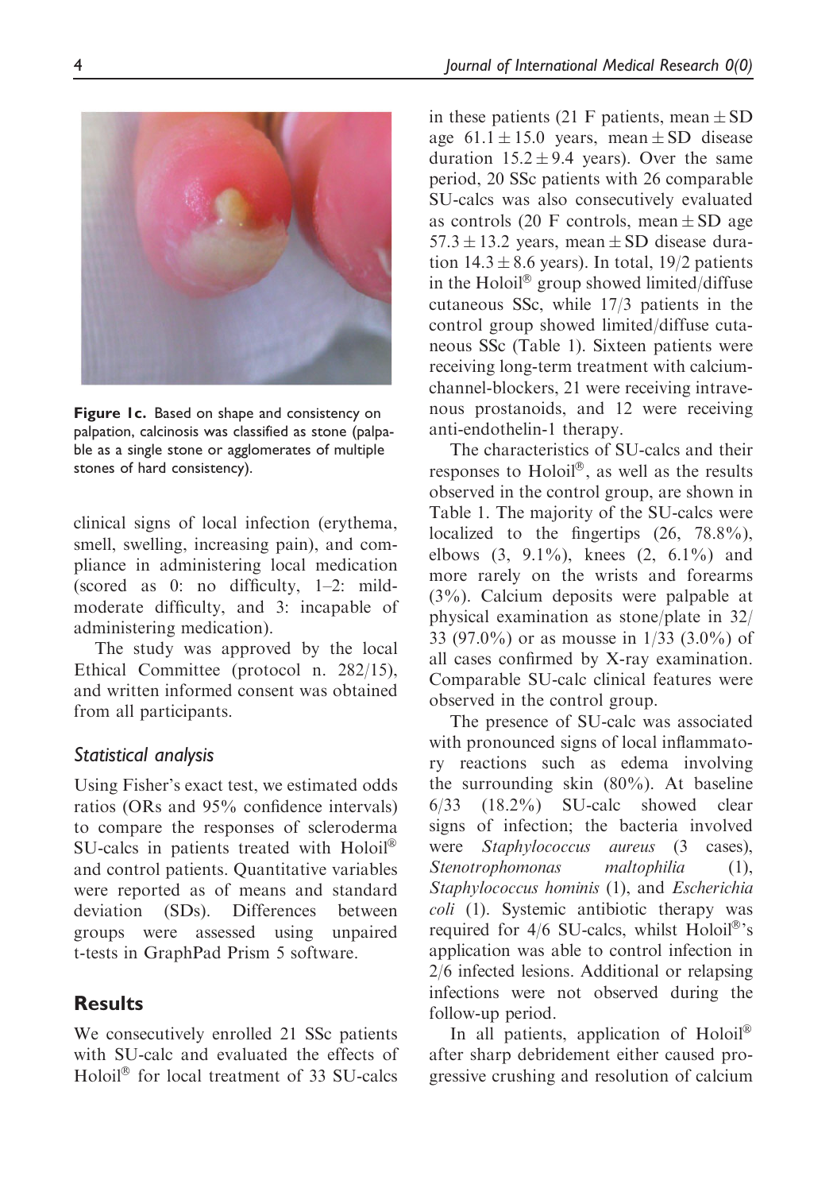**Figure 1c.** Based on shape and consistency on palpation, calcinosis was classified as stone (palpable as a single stone or agglomerates of multiple stones of hard consistency).

clinical signs of local infection (erythema, smell, swelling, increasing pain), and compliance in administering local medication (scored as 0: no difficulty, 1–2: mild-moderate difficulty, and 3: incapable of administering medication).

The study was approved by the local Ethical Committee (protocol n. 282/15), and written informed consent was obtained from all participants.

### Statistical analysis

Using Fisher's exact test, we estimated odds ratios (ORs and 95% confidence intervals) to compare the responses of scleroderma SU-calcs in patients treated with Holoil® and control patients. Quantitative variables were reported as of means and standard deviation (SDs). Differences between groups were assessed using unpaired t-tests in GraphPad Prism 5 software.

## Results

We consecutively enrolled 21 SSc patients with SU-calc and evaluated the effects of Holoil® for local treatment of 33 SU-calcs in these patients (21 F patients, mean $\pm$ SD age $61.1 \pm 15.0$ years, mean $\pm$ SD disease duration $15.2 \pm 9.4$ years). Over the same period, 20 SSc patients with 26 comparable SU-calcs was also consecutively evaluated as controls (20 F controls, mean $\pm$ SD age $57.3 \pm 13.2$ years, mean $\pm$ SD disease duration $14.3 \pm 8.6$ years). In total, 19/2 patients in the Holoil® group showed limited/diffuse cutaneous SSc, while 17/3 patients in the control group showed limited/diffuse cutaneous SSc (Table 1). Sixteen patients were receiving long-term treatment with calcium-channel-blockers, 21 were receiving intravenous prostanoids, and 12 were receiving anti-endothelin-1 therapy.

The characteristics of SU-calcs and their responses to Holoil®, as well as the results observed in the control group, are shown in Table 1. The majority of the SU-calcs were localized to the fingertips (26, 78.8%), elbows (3, 9.1%), knees (2, 6.1%) and more rarely on the wrists and forearms (3%). Calcium deposits were palpable at physical examination as stone/plate in 32/33 (97.0%) or as mousse in 1/33 (3.0%) of all cases confirmed by X-ray examination. Comparable SU-calc clinical features were observed in the control group.

The presence of SU-calc was associated with pronounced signs of local inflammatory reactions such as edema involving the surrounding skin (80%). At baseline 6/33 (18.2%) SU-calc showed clear signs of infection; the bacteria involved were *Staphylococcus aureus* (3 cases), *Stenotrophomonas maltophilia* (1), *Staphylococcus hominis* (1), and *Escherichia coli* (1). Systemic antibiotic therapy was required for 4/6 SU-calcs, whilst Holoil®'s application was able to control infection in 2/6 infected lesions. Additional or relapsing infections were not observed during the follow-up period.

In all patients, application of Holoil® after sharp debridement either caused progressive crushing and resolution of calcium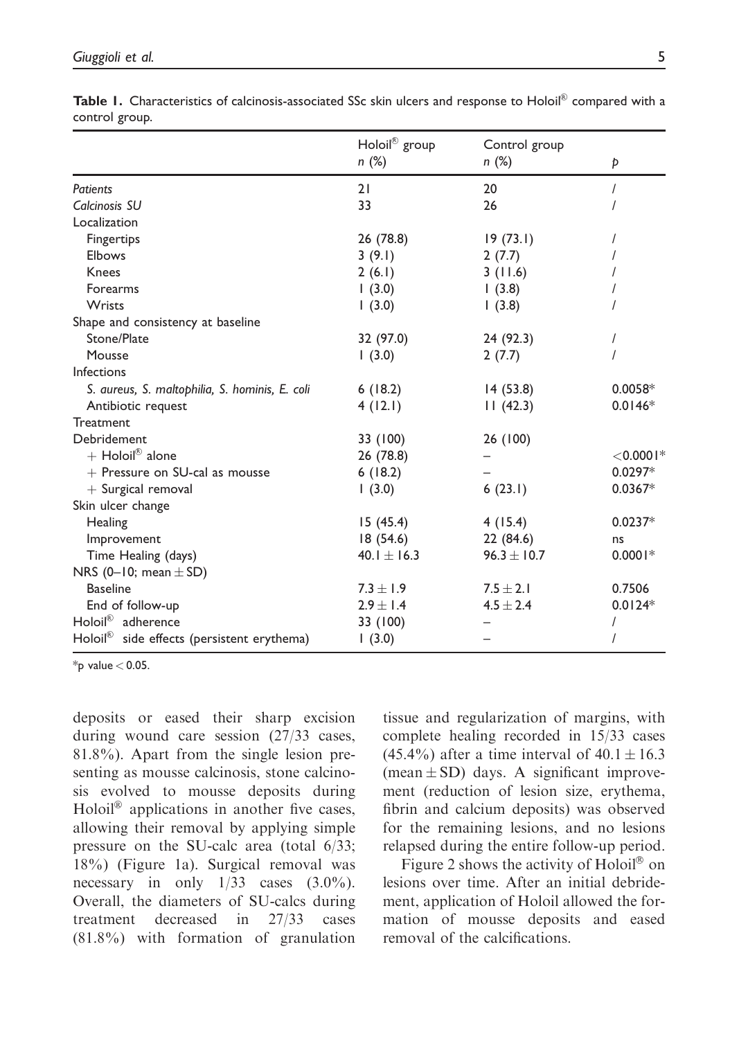**Table 1.** Characteristics of calcinosis-associated SSc skin ulcers and response to Holoil® compared with a control group.

| | Holoil® group n (%) | Control group n (%) | p |
|---|---|---|---|
| *Patients* | 21 | 20 | / |
| *Calcinosis SU* | 33 | 26 | / |
| Localization | | | |
| Fingertips | 26 (78.8) | 19 (73.1) | / |
| Elbows | 3 (9.1) | 2 (7.7) | / |
| Knees | 2 (6.1) | 3 (11.6) | / |
| Forearms | 1 (3.0) | 1 (3.8) | / |
| Wrists | 1 (3.0) | 1 (3.8) | / |
| Shape and consistency at baseline | | | |
| Stone/Plate | 32 (97.0) | 24 (92.3) | / |
| Mousse | 1 (3.0) | 2 (7.7) | / |
| Infections | | | |
| *S. aureus, S. maltophilia, S. hominis, E. coli* | 6 (18.2) | 14 (53.8) | 0.0058* |
| Antibiotic request | 4 (12.1) | 11 (42.3) | 0.0146* |
| Treatment | | | |
| Debridement | 33 (100) | 26 (100) | |
| + Holoil® alone | 26 (78.8) | – | <0.0001* |
| + Pressure on SU-cal as mousse | 6 (18.2) | – | 0.0297* |
| + Surgical removal | 1 (3.0) | 6 (23.1) | 0.0367* |
| Skin ulcer change | | | |
| Healing | 15 (45.4) | 4 (15.4) | 0.0237* |
| Improvement | 18 (54.6) | 22 (84.6) | ns |
| Time Healing (days) | $40.1 \pm 16.3$ | $96.3 \pm 10.7$ | 0.0001* |
| NRS (0–10; mean $\pm$ SD) | | | |
| Baseline | $7.3 \pm 1.9$ | $7.5 \pm 2.1$ | 0.7506 |
| End of follow-up | $2.9 \pm 1.4$ | $4.5 \pm 2.4$ | 0.0124* |
| Holoil® adherence | 33 (100) | – | / |
| Holoil® side effects (persistent erythema) | 1 (3.0) | – | / |

*p value < 0.05.

deposits or eased their sharp excision during wound care session (27/33 cases, 81.8%). Apart from the single lesion presenting as mousse calcinosis, stone calcinosis evolved to mousse deposits during Holoil® applications in another five cases, allowing their removal by applying simple pressure on the SU-calc area (total 6/33; 18%) (Figure 1a). Surgical removal was necessary in only 1/33 cases (3.0%). Overall, the diameters of SU-calcs during treatment decreased in 27/33 cases (81.8%) with formation of granulation tissue and regularization of margins, with complete healing recorded in 15/33 cases (45.4%) after a time interval of $40.1 \pm 16.3$ (mean $\pm$ SD) days. A significant improvement (reduction of lesion size, erythema, fibrin and calcium deposits) was observed for the remaining lesions, and no lesions relapsed during the entire follow-up period.

Figure 2 shows the activity of Holoil® on lesions over time. After an initial debridement, application of Holoil allowed the formation of mousse deposits and eased removal of the calcifications.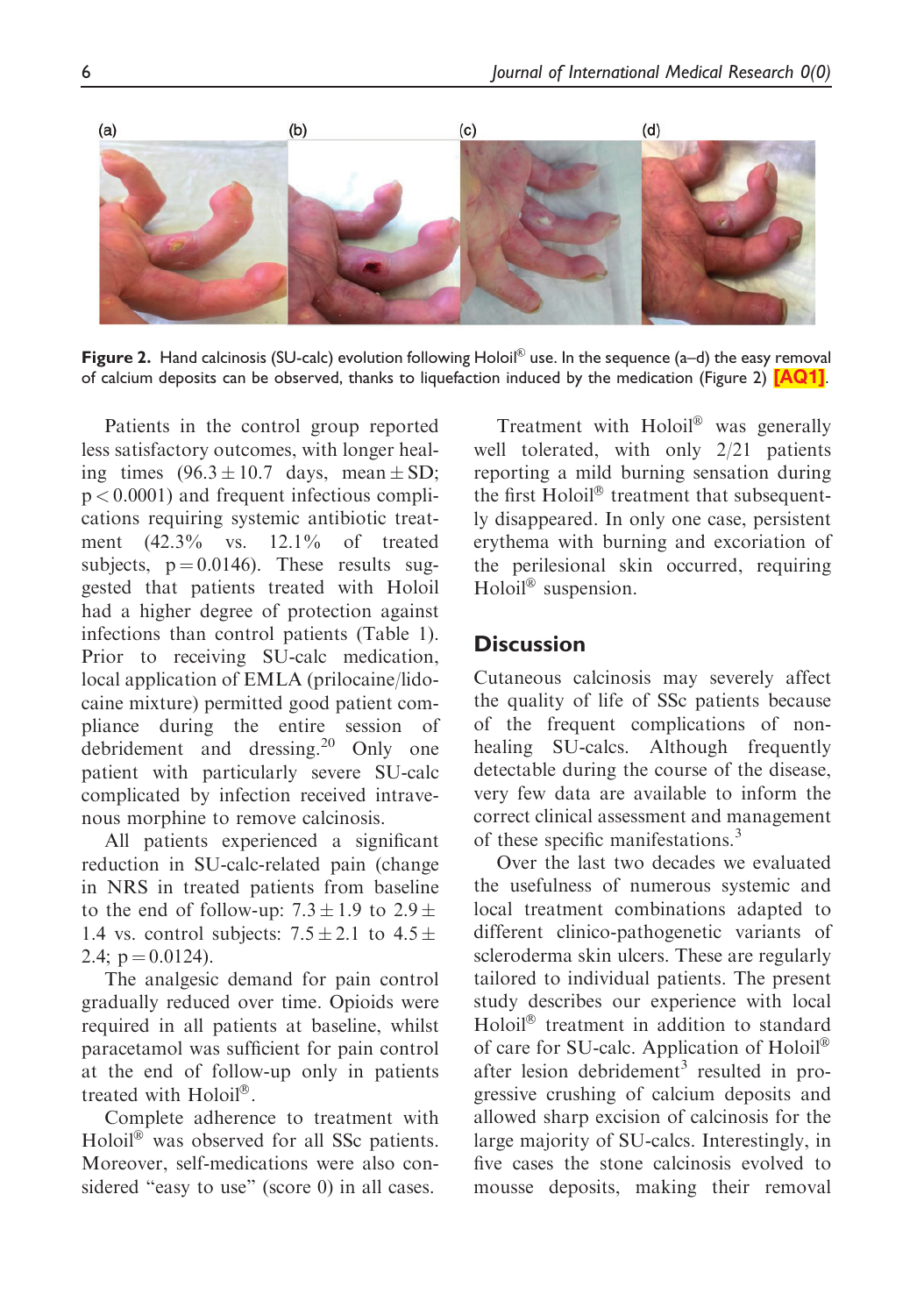**Figure 2.** Hand calcinosis (SU-calc) evolution following Holoil® use. In the sequence (a–d) the easy removal of calcium deposits can be observed, thanks to liquefaction induced by the medication (Figure 2) [AQ1].

Patients in the control group reported less satisfactory outcomes, with longer healing times ($96.3 \pm 10.7$ days, mean $\pm$ SD; $p < 0.0001$) and frequent infectious complications requiring systemic antibiotic treatment (42.3% vs. 12.1% of treated subjects, $p = 0.0146$). These results suggested that patients treated with Holoil had a higher degree of protection against infections than control patients (Table 1). Prior to receiving SU-calc medication, local application of EMLA (prilocaine/lidocaine mixture) permitted good patient compliance during the entire session of debridement and dressing.[20] Only one patient with particularly severe SU-calc complicated by infection received intravenous morphine to remove calcinosis.

All patients experienced a significant reduction in SU-calc-related pain (change in NRS in treated patients from baseline to the end of follow-up: $7.3 \pm 1.9$ to $2.9 \pm 1.4$ vs. control subjects: $7.5 \pm 2.1$ to $4.5 \pm 2.4$; $p = 0.0124$).

The analgesic demand for pain control gradually reduced over time. Opioids were required in all patients at baseline, whilst paracetamol was sufficient for pain control at the end of follow-up only in patients treated with Holoil®.

Complete adherence to treatment with Holoil® was observed for all SSc patients. Moreover, self-medications were also considered "easy to use" (score 0) in all cases.

Treatment with Holoil® was generally well tolerated, with only 2/21 patients reporting a mild burning sensation during the first Holoil® treatment that subsequently disappeared. In only one case, persistent erythema with burning and excoriation of the perilesional skin occurred, requiring Holoil® suspension.

## Discussion

Cutaneous calcinosis may severely affect the quality of life of SSc patients because of the frequent complications of non-healing SU-calcs. Although frequently detectable during the course of the disease, very few data are available to inform the correct clinical assessment and management of these specific manifestations.[3]

Over the last two decades we evaluated the usefulness of numerous systemic and local treatment combinations adapted to different clinico-pathogenetic variants of scleroderma skin ulcers. These are regularly tailored to individual patients. The present study describes our experience with local Holoil® treatment in addition to standard of care for SU-calc. Application of Holoil® after lesion debridement[3] resulted in progressive crushing of calcium deposits and allowed sharp excision of calcinosis for the large majority of SU-calcs. Interestingly, in five cases the stone calcinosis evolved to mousse deposits, making their removal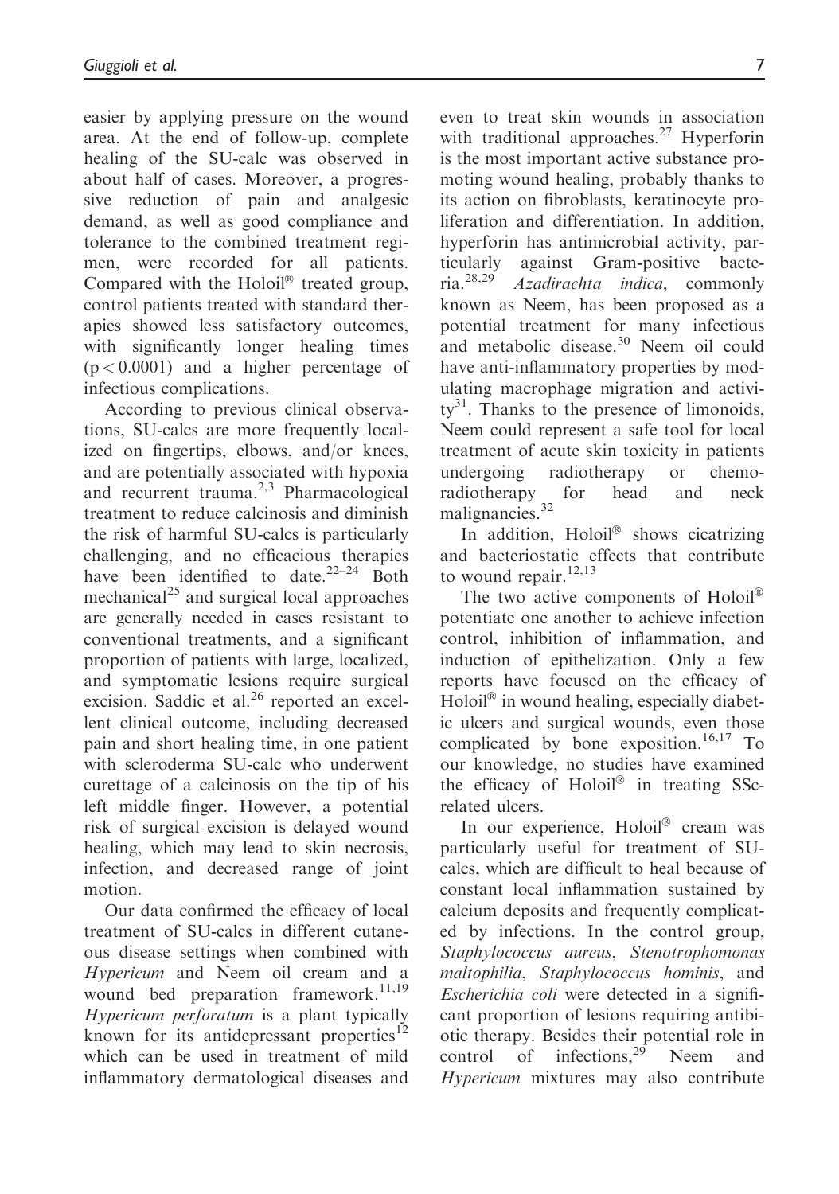easier by applying pressure on the wound area. At the end of follow-up, complete healing of the SU-calc was observed in about half of cases. Moreover, a progressive reduction of pain and analgesic demand, as well as good compliance and tolerance to the combined treatment regimen, were recorded for all patients. Compared with the Holoil® treated group, control patients treated with standard therapies showed less satisfactory outcomes, with significantly longer healing times ($p < 0.0001$) and a higher percentage of infectious complications.

According to previous clinical observations, SU-calcs are more frequently localized on fingertips, elbows, and/or knees, and are potentially associated with hypoxia and recurrent trauma.[2,3] Pharmacological treatment to reduce calcinosis and diminish the risk of harmful SU-calcs is particularly challenging, and no efficacious therapies have been identified to date.[22–24] Both mechanical[25] and surgical local approaches are generally needed in cases resistant to conventional treatments, and a significant proportion of patients with large, localized, and symptomatic lesions require surgical excision. Saddic et al.[26] reported an excellent clinical outcome, including decreased pain and short healing time, in one patient with scleroderma SU-calc who underwent curettage of a calcinosis on the tip of his left middle finger. However, a potential risk of surgical excision is delayed wound healing, which may lead to skin necrosis, infection, and decreased range of joint motion.

Our data confirmed the efficacy of local treatment of SU-calcs in different cutaneous disease settings when combined with *Hypericum* and Neem oil cream and a wound bed preparation framework.[11,19] *Hypericum perforatum* is a plant typically known for its antidepressant properties[12] which can be used in treatment of mild inflammatory dermatological diseases and even to treat skin wounds in association with traditional approaches.[27] Hyperforin is the most important active substance promoting wound healing, probably thanks to its action on fibroblasts, keratinocyte proliferation and differentiation. In addition, hyperforin has antimicrobial activity, particularly against Gram-positive bacteria.[28,29] *Azadirachta indica*, commonly known as Neem, has been proposed as a potential treatment for many infectious and metabolic disease.[30] Neem oil could have anti-inflammatory properties by modulating macrophage migration and activity[31]. Thanks to the presence of limonoids, Neem could represent a safe tool for local treatment of acute skin toxicity in patients undergoing radiotherapy or chemoradiotherapy for head and neck malignancies.[32]

In addition, Holoil® shows cicatrizing and bacteriostatic effects that contribute to wound repair.[12,13]

The two active components of Holoil® potentiate one another to achieve infection control, inhibition of inflammation, and induction of epithelization. Only a few reports have focused on the efficacy of Holoil® in wound healing, especially diabetic ulcers and surgical wounds, even those complicated by bone exposition.[16,17] To our knowledge, no studies have examined the efficacy of Holoil® in treating SSc-related ulcers.

In our experience, Holoil® cream was particularly useful for treatment of SU-calcs, which are difficult to heal because of constant local inflammation sustained by calcium deposits and frequently complicated by infections. In the control group, *Staphylococcus aureus*, *Stenotrophomonas maltophilia*, *Staphylococcus hominis*, and *Escherichia coli* were detected in a significant proportion of lesions requiring antibiotic therapy. Besides their potential role in control of infections,[29] Neem and *Hypericum* mixtures may also contribute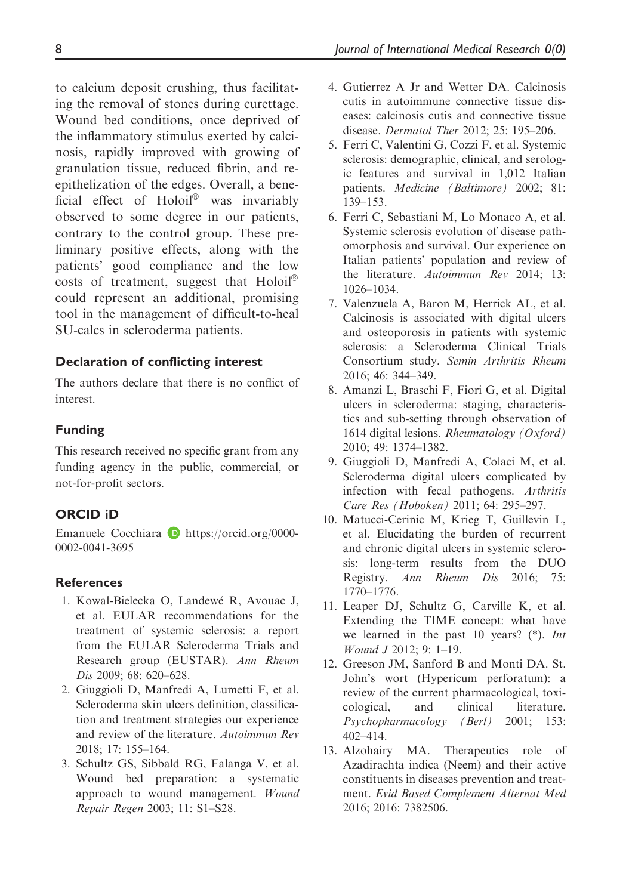to calcium deposit crushing, thus facilitating the removal of stones during curettage. Wound bed conditions, once deprived of the inflammatory stimulus exerted by calcinosis, rapidly improved with growing of granulation tissue, reduced fibrin, and re-epithelization of the edges. Overall, a beneficial effect of Holoil® was invariably observed to some degree in our patients, contrary to the control group. These preliminary positive effects, along with the patients' good compliance and the low costs of treatment, suggest that Holoil® could represent an additional, promising tool in the management of difficult-to-heal SU-calcs in scleroderma patients.

## Declaration of conflicting interest

The authors declare that there is no conflict of interest.

## Funding

This research received no specific grant from any funding agency in the public, commercial, or not-for-profit sectors.

## ORCID iD

Emanuele Cocchiara https://orcid.org/0000-0002-0041-3695

## References

1. Kowal-Bielecka O, Landewé R, Avouac J, et al. EULAR recommendations for the treatment of systemic sclerosis: a report from the EULAR Scleroderma Trials and Research group (EUSTAR). *Ann Rheum Dis* 2009; 68: 620–628.
2. Giuggioli D, Manfredi A, Lumetti F, et al. Scleroderma skin ulcers definition, classification and treatment strategies our experience and review of the literature. *Autoimmun Rev* 2018; 17: 155–164.
3. Schultz GS, Sibbald RG, Falanga V, et al. Wound bed preparation: a systematic approach to wound management. *Wound Repair Regen* 2003; 11: S1–S28.
4. Gutierrez A Jr and Wetter DA. Calcinosis cutis in autoimmune connective tissue diseases: calcinosis cutis and connective tissue disease. *Dermatol Ther* 2012; 25: 195–206.
5. Ferri C, Valentini G, Cozzi F, et al. Systemic sclerosis: demographic, clinical, and serologic features and survival in 1,012 Italian patients. *Medicine (Baltimore)* 2002; 81: 139–153.
6. Ferri C, Sebastiani M, Lo Monaco A, et al. Systemic sclerosis evolution of disease pathomorphosis and survival. Our experience on Italian patients' population and review of the literature. *Autoimmun Rev* 2014; 13: 1026–1034.
7. Valenzuela A, Baron M, Herrick AL, et al. Calcinosis is associated with digital ulcers and osteoporosis in patients with systemic sclerosis: a Scleroderma Clinical Trials Consortium study. *Semin Arthritis Rheum* 2016; 46: 344–349.
8. Amanzi L, Braschi F, Fiori G, et al. Digital ulcers in scleroderma: staging, characteristics and sub-setting through observation of 1614 digital lesions. *Rheumatology (Oxford)* 2010; 49: 1374–1382.
9. Giuggioli D, Manfredi A, Colaci M, et al. Scleroderma digital ulcers complicated by infection with fecal pathogens. *Arthritis Care Res (Hoboken)* 2011; 64: 295–297.
10. Matucci-Cerinic M, Krieg T, Guillevin L, et al. Elucidating the burden of recurrent and chronic digital ulcers in systemic sclerosis: long-term results from the DUO Registry. *Ann Rheum Dis* 2016; 75: 1770–1776.
11. Leaper DJ, Schultz G, Carville K, et al. Extending the TIME concept: what have we learned in the past 10 years? (*). *Int Wound J* 2012; 9: 1–19.
12. Greeson JM, Sanford B and Monti DA. St. John's wort (Hypericum perforatum): a review of the current pharmacological, toxicological, and clinical literature. *Psychopharmacology (Berl)* 2001; 153: 402–414.
13. Alzohairy MA. Therapeutics role of Azadirachta indica (Neem) and their active constituents in diseases prevention and treatment. *Evid Based Complement Alternat Med* 2016; 2016: 7382506.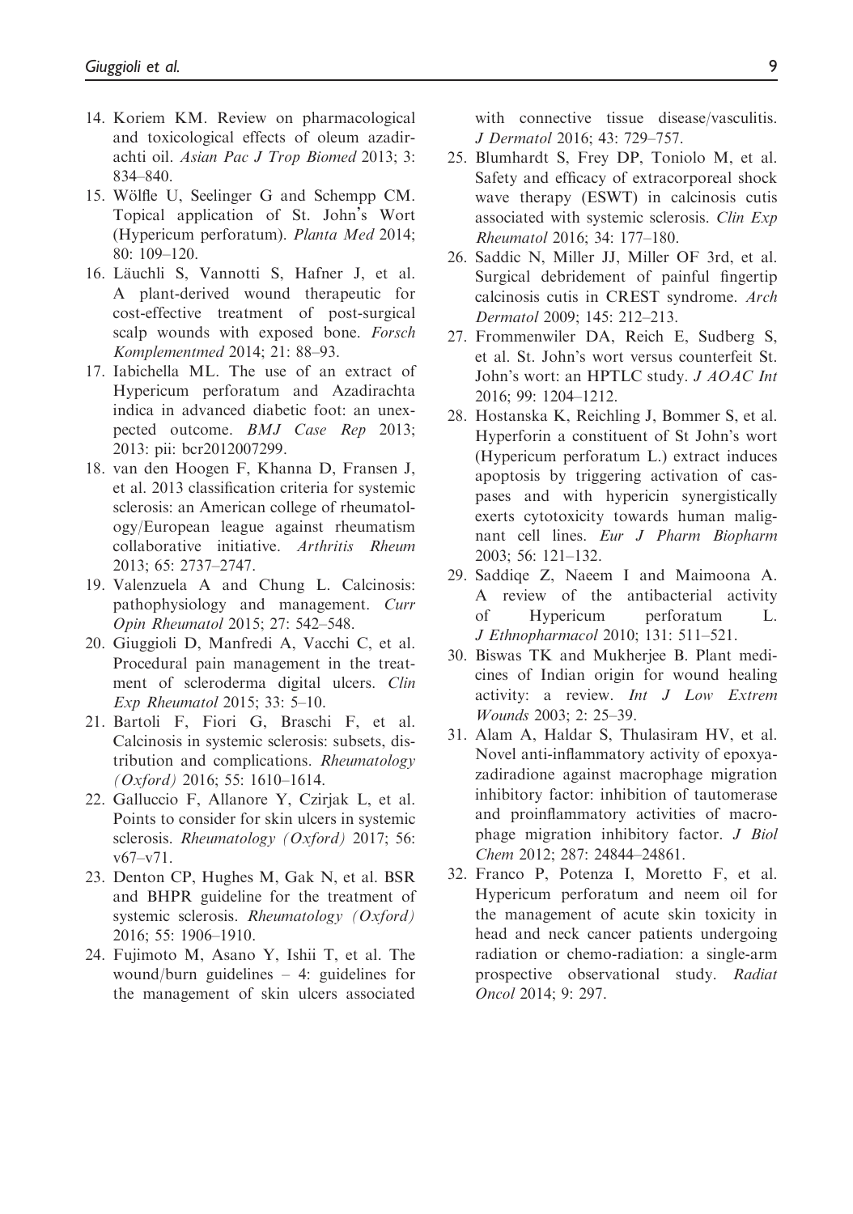14. Koriem KM. Review on pharmacological and toxicological effects of oleum azadirachti oil. *Asian Pac J Trop Biomed* 2013; 3: 834–840.
15. Wölfle U, Seelinger G and Schempp CM. Topical application of St. John's Wort (Hypericum perforatum). *Planta Med* 2014; 80: 109–120.
16. Läuchli S, Vannotti S, Hafner J, et al. A plant-derived wound therapeutic for cost-effective treatment of post-surgical scalp wounds with exposed bone. *Forsch Komplementmed* 2014; 21: 88–93.
17. Iabichella ML. The use of an extract of Hypericum perforatum and Azadirachta indica in advanced diabetic foot: an unexpected outcome. *BMJ Case Rep* 2013; 2013: pii: bcr2012007299.
18. van den Hoogen F, Khanna D, Fransen J, et al. 2013 classification criteria for systemic sclerosis: an American college of rheumatology/European league against rheumatism collaborative initiative. *Arthritis Rheum* 2013; 65: 2737–2747.
19. Valenzuela A and Chung L. Calcinosis: pathophysiology and management. *Curr Opin Rheumatol* 2015; 27: 542–548.
20. Giuggioli D, Manfredi A, Vacchi C, et al. Procedural pain management in the treatment of scleroderma digital ulcers. *Clin Exp Rheumatol* 2015; 33: 5–10.
21. Bartoli F, Fiori G, Braschi F, et al. Calcinosis in systemic sclerosis: subsets, distribution and complications. *Rheumatology (Oxford)* 2016; 55: 1610–1614.
22. Galluccio F, Allanore Y, Czirjak L, et al. Points to consider for skin ulcers in systemic sclerosis. *Rheumatology (Oxford)* 2017; 56: v67–v71.
23. Denton CP, Hughes M, Gak N, et al. BSR and BHPR guideline for the treatment of systemic sclerosis. *Rheumatology (Oxford)* 2016; 55: 1906–1910.
24. Fujimoto M, Asano Y, Ishii T, et al. The wound/burn guidelines – 4: guidelines for the management of skin ulcers associated with connective tissue disease/vasculitis. *J Dermatol* 2016; 43: 729–757.
25. Blumhardt S, Frey DP, Toniolo M, et al. Safety and efficacy of extracorporeal shock wave therapy (ESWT) in calcinosis cutis associated with systemic sclerosis. *Clin Exp Rheumatol* 2016; 34: 177–180.
26. Saddic N, Miller JJ, Miller OF 3rd, et al. Surgical debridement of painful fingertip calcinosis cutis in CREST syndrome. *Arch Dermatol* 2009; 145: 212–213.
27. Frommenwiler DA, Reich E, Sudberg S, et al. St. John's wort versus counterfeit St. John's wort: an HPTLC study. *J AOAC Int* 2016; 99: 1204–1212.
28. Hostanska K, Reichling J, Bommer S, et al. Hyperforin a constituent of St John's wort (Hypericum perforatum L.) extract induces apoptosis by triggering activation of caspases and with hypericin synergistically exerts cytotoxicity towards human malignant cell lines. *Eur J Pharm Biopharm* 2003; 56: 121–132.
29. Saddiqe Z, Naeem I and Maimoona A. A review of the antibacterial activity of Hypericum perforatum L. *J Ethnopharmacol* 2010; 131: 511–521.
30. Biswas TK and Mukherjee B. Plant medicines of Indian origin for wound healing activity: a review. *Int J Low Extrem Wounds* 2003; 2: 25–39.
31. Alam A, Haldar S, Thulasiram HV, et al. Novel anti-inflammatory activity of epoxyazadiradione against macrophage migration inhibitory factor: inhibition of tautomerase and proinflammatory activities of macrophage migration inhibitory factor. *J Biol Chem* 2012; 287: 24844–24861.
32. Franco P, Potenza I, Moretto F, et al. Hypericum perforatum and neem oil for the management of acute skin toxicity in head and neck cancer patients undergoing radiation or chemo-radiation: a single-arm prospective observational study. *Radiat Oncol* 2014; 9: 297.